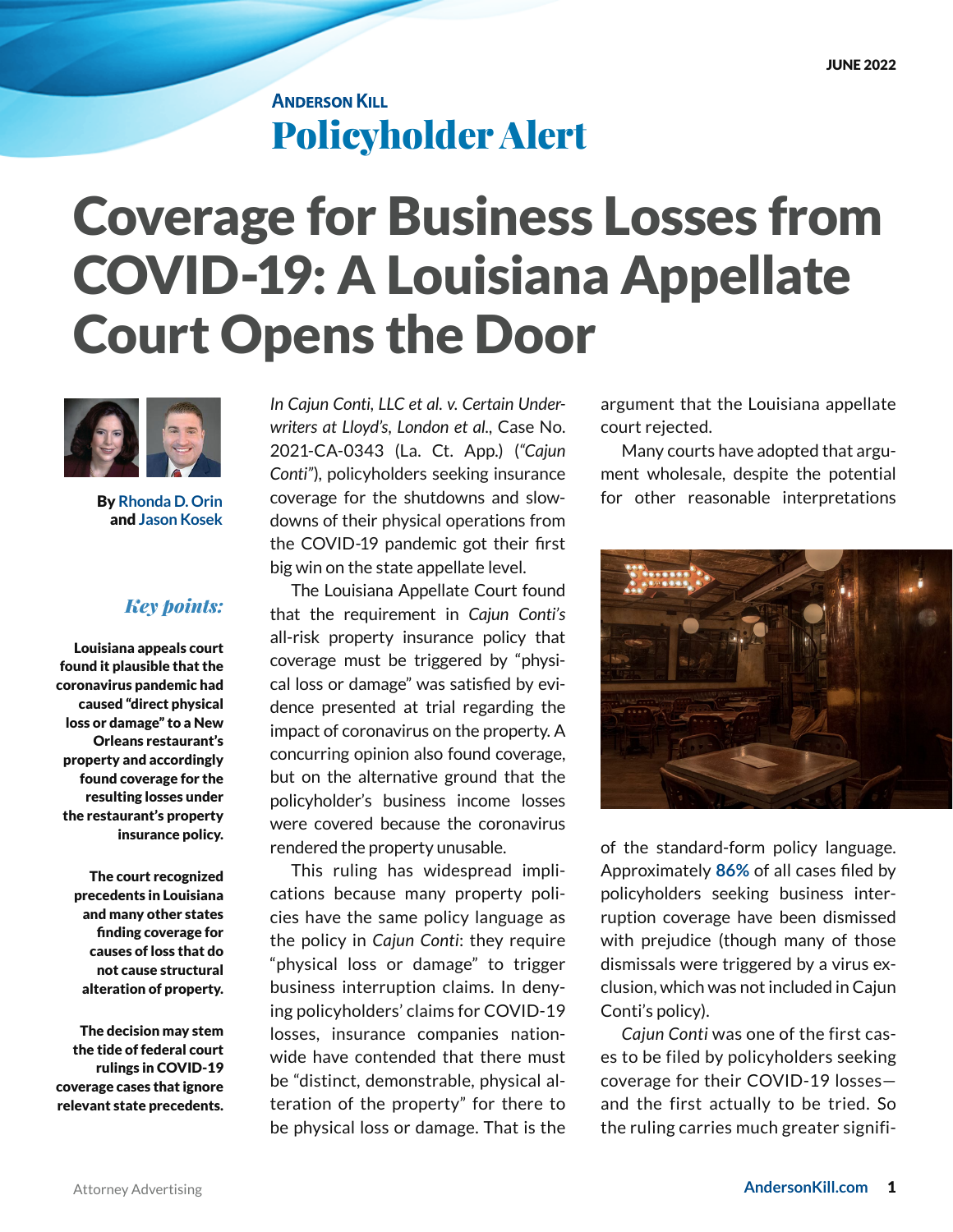JUNE 2022

**Anderson Kill**

# Policyholder Alert

# Coverage for Business Losses from COVID-19: A Louisiana Appellate Court Opens the Door

**By Rhonda D. Orin and Jason Kosek**

***Key points:***

**Louisiana appeals court found it plausible that the coronavirus pandemic had caused "direct physical loss or damage" to a New Orleans restaurant's property and accordingly found coverage for the resulting losses under the restaurant's property insurance policy.**

**The court recognized precedents in Louisiana and many other states finding coverage for causes of loss that do not cause structural alteration of property.**

**The decision may stem the tide of federal court rulings in COVID-19 coverage cases that ignore relevant state precedents.**

*In Cajun Conti, LLC et al. v. Certain Underwriters at Lloyd's, London et al.*, Case No. 2021-CA-0343 (La. Ct. App.) ("*Cajun Conti*"), policyholders seeking insurance coverage for the shutdowns and slowdowns of their physical operations from the COVID-19 pandemic got their first big win on the state appellate level.

The Louisiana Appellate Court found that the requirement in *Cajun Conti's* all-risk property insurance policy that coverage must be triggered by "physical loss or damage" was satisfied by evidence presented at trial regarding the impact of coronavirus on the property. A concurring opinion also found coverage, but on the alternative ground that the policyholder's business income losses were covered because the coronavirus rendered the property unusable.

This ruling has widespread implications because many property policies have the same policy language as the policy in *Cajun Conti*: they require "physical loss or damage" to trigger business interruption claims. In denying policyholders' claims for COVID-19 losses, insurance companies nationwide have contended that there must be "distinct, demonstrable, physical alteration of the property" for there to be physical loss or damage. That is the argument that the Louisiana appellate court rejected.

Many courts have adopted that argument wholesale, despite the potential for other reasonable interpretations of the standard-form policy language. Approximately **86%** of all cases filed by policyholders seeking business interruption coverage have been dismissed with prejudice (though many of those dismissals were triggered by a virus exclusion, which was not included in Cajun Conti's policy).

*Cajun Conti* was one of the first cases to be filed by policyholders seeking coverage for their COVID-19 losses—and the first actually to be tried. So the ruling carries much greater signifi-

Attorney Advertising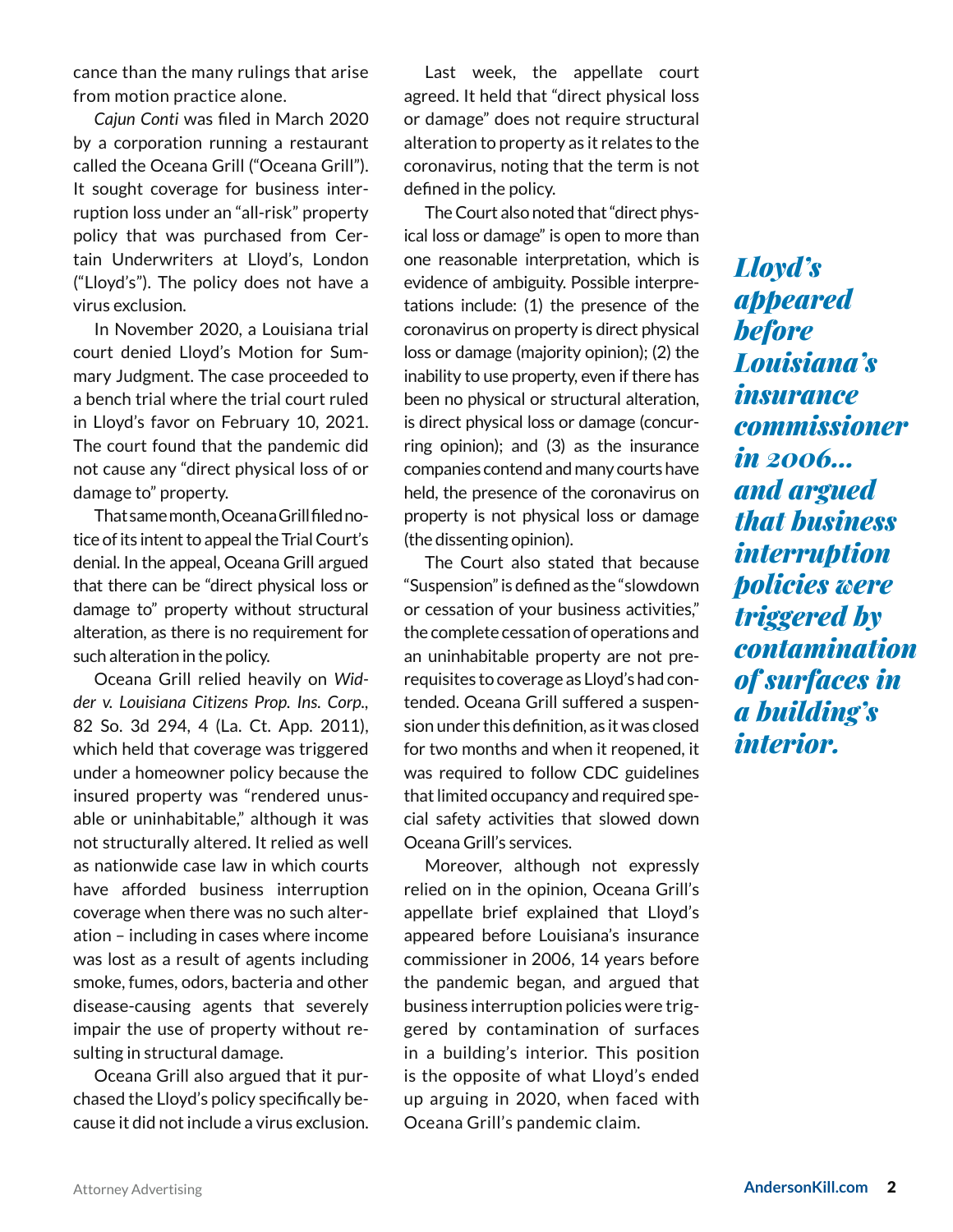cance than the many rulings that arise from motion practice alone.

*Cajun Conti* was filed in March 2020 by a corporation running a restaurant called the Oceana Grill ("Oceana Grill"). It sought coverage for business interruption loss under an "all-risk" property policy that was purchased from Certain Underwriters at Lloyd's, London ("Lloyd's"). The policy does not have a virus exclusion.

In November 2020, a Louisiana trial court denied Lloyd's Motion for Summary Judgment. The case proceeded to a bench trial where the trial court ruled in Lloyd's favor on February 10, 2021. The court found that the pandemic did not cause any "direct physical loss of or damage to" property.

That same month, Oceana Grill filed notice of its intent to appeal the Trial Court's denial. In the appeal, Oceana Grill argued that there can be "direct physical loss or damage to" property without structural alteration, as there is no requirement for such alteration in the policy.

Oceana Grill relied heavily on *Widder v. Louisiana Citizens Prop. Ins. Corp.*, 82 So. 3d 294, 4 (La. Ct. App. 2011), which held that coverage was triggered under a homeowner policy because the insured property was "rendered unusable or uninhabitable," although it was not structurally altered. It relied as well as nationwide case law in which courts have afforded business interruption coverage when there was no such alteration – including in cases where income was lost as a result of agents including smoke, fumes, odors, bacteria and other disease-causing agents that severely impair the use of property without resulting in structural damage.

Oceana Grill also argued that it purchased the Lloyd's policy specifically because it did not include a virus exclusion.

Last week, the appellate court agreed. It held that "direct physical loss or damage" does not require structural alteration to property as it relates to the coronavirus, noting that the term is not defined in the policy.

The Court also noted that "direct physical loss or damage" is open to more than one reasonable interpretation, which is evidence of ambiguity. Possible interpretations include: (1) the presence of the coronavirus on property is direct physical loss or damage (majority opinion); (2) the inability to use property, even if there has been no physical or structural alteration, is direct physical loss or damage (concurring opinion); and (3) as the insurance companies contend and many courts have held, the presence of the coronavirus on property is not physical loss or damage (the dissenting opinion).

The Court also stated that because "Suspension" is defined as the "slowdown or cessation of your business activities," the complete cessation of operations and an uninhabitable property are not prerequisites to coverage as Lloyd's had contended. Oceana Grill suffered a suspension under this definition, as it was closed for two months and when it reopened, it was required to follow CDC guidelines that limited occupancy and required special safety activities that slowed down Oceana Grill's services.

Moreover, although not expressly relied on in the opinion, Oceana Grill's appellate brief explained that Lloyd's appeared before Louisiana's insurance commissioner in 2006, 14 years before the pandemic began, and argued that business interruption policies were triggered by contamination of surfaces in a building's interior. This position is the opposite of what Lloyd's ended up arguing in 2020, when faced with Oceana Grill's pandemic claim.

> ***Lloyd's appeared before Louisiana's insurance commissioner in 2006... and argued that business interruption policies were triggered by contamination of surfaces in a building's interior.***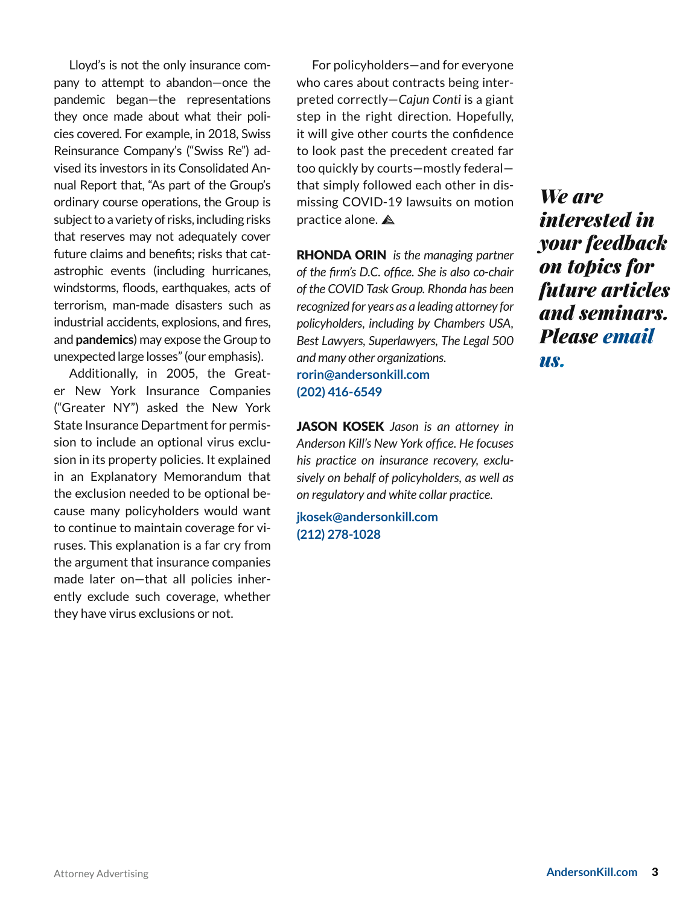Lloyd's is not the only insurance company to attempt to abandon—once the pandemic began—the representations they once made about what their policies covered. For example, in 2018, Swiss Reinsurance Company's ("Swiss Re") advised its investors in its Consolidated Annual Report that, "As part of the Group's ordinary course operations, the Group is subject to a variety of risks, including risks that reserves may not adequately cover future claims and benefits; risks that catastrophic events (including hurricanes, windstorms, floods, earthquakes, acts of terrorism, man-made disasters such as industrial accidents, explosions, and fires, and **pandemics**) may expose the Group to unexpected large losses" (our emphasis).

Additionally, in 2005, the Greater New York Insurance Companies ("Greater NY") asked the New York State Insurance Department for permission to include an optional virus exclusion in its property policies. It explained in an Explanatory Memorandum that the exclusion needed to be optional because many policyholders would want to continue to maintain coverage for viruses. This explanation is a far cry from the argument that insurance companies made later on—that all policies inherently exclude such coverage, whether they have virus exclusions or not.

For policyholders—and for everyone who cares about contracts being interpreted correctly—*Cajun Conti* is a giant step in the right direction. Hopefully, it will give other courts the confidence to look past the precedent created far too quickly by courts—mostly federal—that simply followed each other in dismissing COVID-19 lawsuits on motion practice alone.

**RHONDA ORIN** *is the managing partner of the firm's D.C. office. She is also co-chair of the COVID Task Group. Rhonda has been recognized for years as a leading attorney for policyholders, including by Chambers USA, Best Lawyers, Superlawyers, The Legal 500 and many other organizations.*
**rorin@andersonkill.com**
**(202) 416-6549**

**JASON KOSEK** *Jason is an attorney in Anderson Kill's New York office. He focuses his practice on insurance recovery, exclusively on behalf of policyholders, as well as on regulatory and white collar practice.*
**jkosek@andersonkill.com**
**(212) 278-1028**

***We are interested in your feedback on topics for future articles and seminars. Please email us.***

Attorney Advertising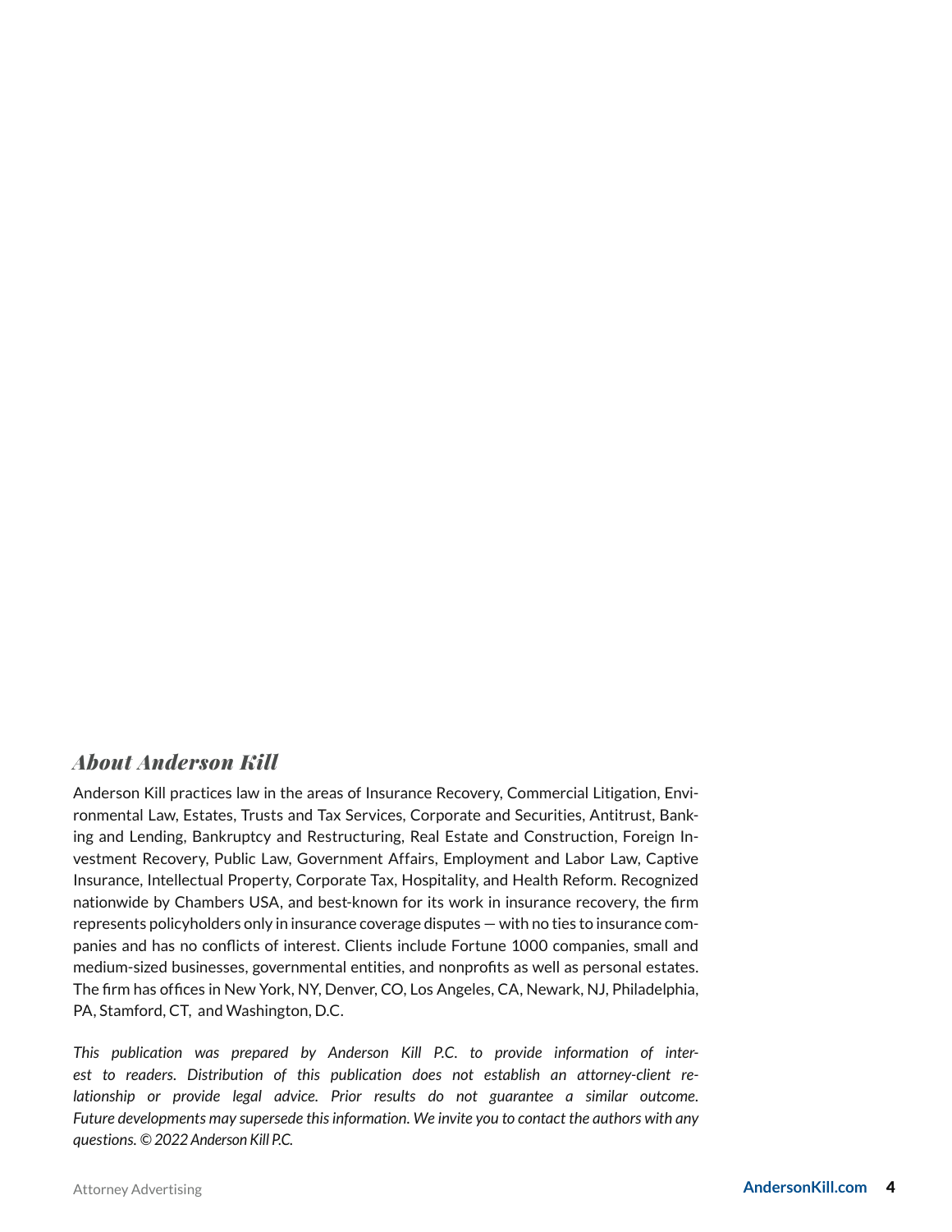## *About Anderson Kill*

Anderson Kill practices law in the areas of Insurance Recovery, Commercial Litigation, Environmental Law, Estates, Trusts and Tax Services, Corporate and Securities, Antitrust, Banking and Lending, Bankruptcy and Restructuring, Real Estate and Construction, Foreign Investment Recovery, Public Law, Government Affairs, Employment and Labor Law, Captive Insurance, Intellectual Property, Corporate Tax, Hospitality, and Health Reform. Recognized nationwide by Chambers USA, and best-known for its work in insurance recovery, the firm represents policyholders only in insurance coverage disputes — with no ties to insurance companies and has no conflicts of interest. Clients include Fortune 1000 companies, small and medium-sized businesses, governmental entities, and nonprofits as well as personal estates. The firm has offices in New York, NY, Denver, CO, Los Angeles, CA, Newark, NJ, Philadelphia, PA, Stamford, CT, and Washington, D.C.

*This publication was prepared by Anderson Kill P.C. to provide information of interest to readers. Distribution of this publication does not establish an attorney-client relationship or provide legal advice. Prior results do not guarantee a similar outcome. Future developments may supersede this information. We invite you to contact the authors with any questions. © 2022 Anderson Kill P.C.*

Attorney Advertising

**AndersonKill.com**